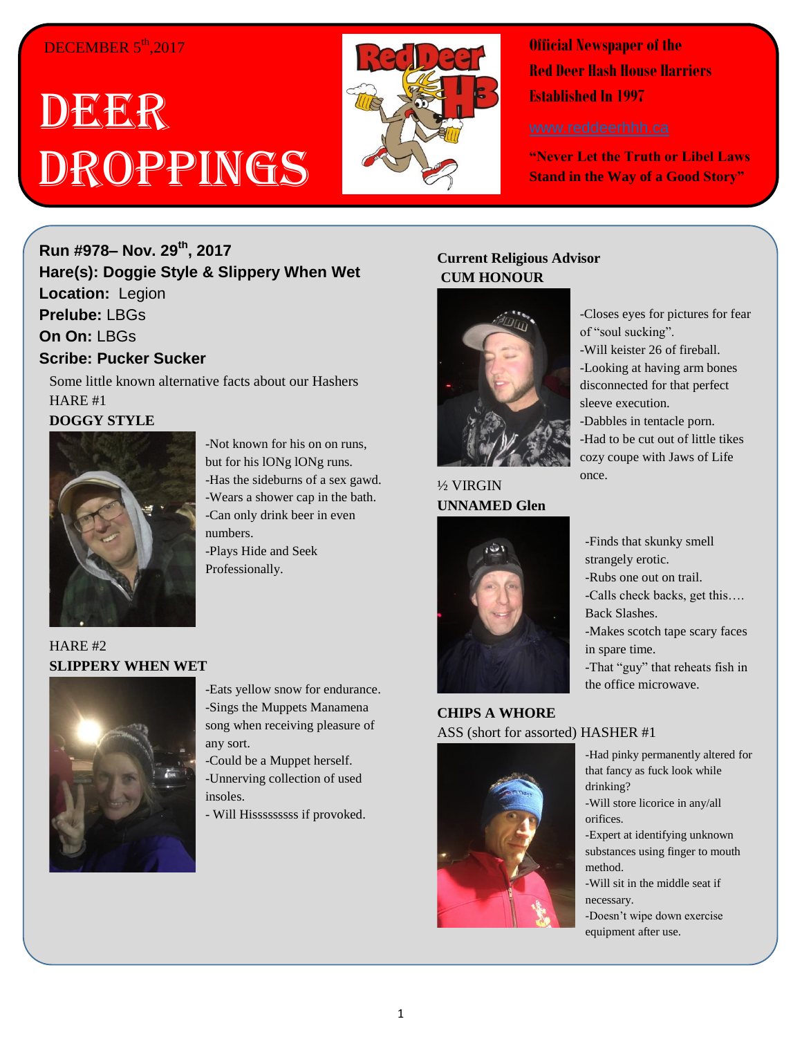DECEMBER 5th, 2017

# DEER DROPPINGS

**Official Newspaper of the Red Deer Hash House Harriers Established In 1997**

www.reddeerhhh.ca

**"Never Let the Truth or Libel Laws Stand in the Way of a Good Story"**

**Run #978– Nov. 29th, 2017**
**Hare(s): Doggie Style & Slippery When Wet**
**Location:** Legion
**Prelube:** LBGs
**On On:** LBGs
**Scribe: Pucker Sucker**

Some little known alternative facts about our Hashers

HARE #1
**DOGGY STYLE**

-Not known for his on on runs, but for his lONg lONg runs.
-Has the sideburns of a sex gawd.
-Wears a shower cap in the bath.
-Can only drink beer in even numbers.
-Plays Hide and Seek Professionally.

HARE #2
**SLIPPERY WHEN WET**

-Eats yellow snow for endurance.
-Sings the Muppets Manamena song when receiving pleasure of any sort.
-Could be a Muppet herself.
-Unnerving collection of used insoles.
- Will Hissssssss if provoked.

**Current Religious Advisor**
**CUM HONOUR**

-Closes eyes for pictures for fear of "soul sucking".
-Will keister 26 of fireball.
-Looking at having arm bones disconnected for that perfect sleeve execution.
-Dabbles in tentacle porn.
-Had to be cut out of little tikes cozy coupe with Jaws of Life once.

½ VIRGIN
**UNNAMED Glen**

-Finds that skunky smell strangely erotic.
-Rubs one out on trail.
-Calls check backs, get this…. Back Slashes.
-Makes scotch tape scary faces in spare time.
-That "guy" that reheats fish in the office microwave.

**CHIPS A WHORE**
ASS (short for assorted) HASHER #1

-Had pinky permanently altered for that fancy as fuck look while drinking?
-Will store licorice in any/all orifices.
-Expert at identifying unknown substances using finger to mouth method.
-Will sit in the middle seat if necessary.
-Doesn't wipe down exercise equipment after use.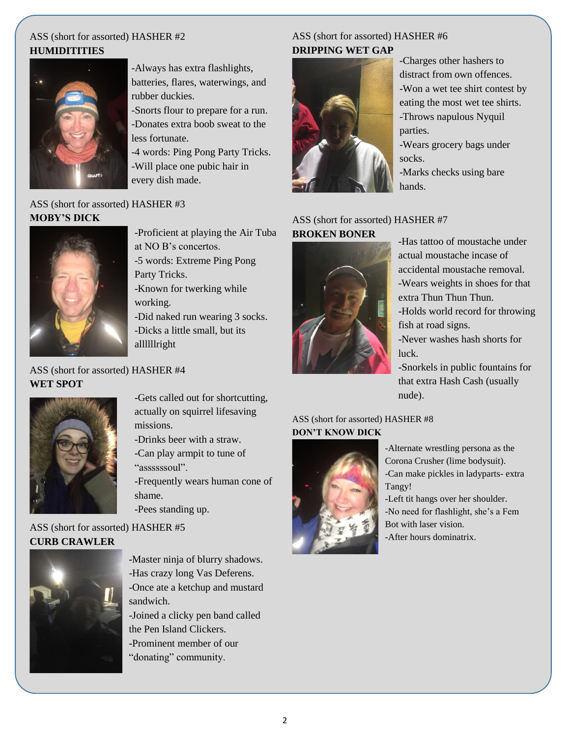ASS (short for assorted) HASHER #2
**HUMIDITITIES**

-Always has extra flashlights, batteries, flares, waterwings, and rubber duckies.
-Snorts flour to prepare for a run.
-Donates extra boob sweat to the less fortunate.
-4 words: Ping Pong Party Tricks.
-Will place one pubic hair in every dish made.

ASS (short for assorted) HASHER #3
**MOBY'S DICK**

-Proficient at playing the Air Tuba at NO B's concertos.
-5 words: Extreme Ping Pong Party Tricks.
-Known for twerking while working.
-Did naked run wearing 3 socks.
-Dicks a little small, but its alllllright

ASS (short for assorted) HASHER #4
**WET SPOT**

-Gets called out for shortcutting, actually on squirrel lifesaving missions.
-Drinks beer with a straw.
-Can play armpit to tune of "assssssoul".
-Frequently wears human cone of shame.
-Pees standing up.

ASS (short for assorted) HASHER #5
**CURB CRAWLER**

-Master ninja of blurry shadows.
-Has crazy long Vas Deferens.
-Once ate a ketchup and mustard sandwich.
-Joined a clicky pen band called the Pen Island Clickers.
-Prominent member of our "donating" community.

ASS (short for assorted) HASHER #6
**DRIPPING WET GAP**

-Charges other hashers to distract from own offences.
-Won a wet tee shirt contest by eating the most wet tee shirts.
-Throws napulous Nyquil parties.
-Wears grocery bags under socks.
-Marks checks using bare hands.

ASS (short for assorted) HASHER #7
**BROKEN BONER**

-Has tattoo of moustache under actual moustache incase of accidental moustache removal.
-Wears weights in shoes for that extra Thun Thun Thun.
-Holds world record for throwing fish at road signs.
-Never washes hash shorts for luck.
-Snorkels in public fountains for that extra Hash Cash (usually nude).

ASS (short for assorted) HASHER #8
**DON'T KNOW DICK**

-Alternate wrestling persona as the Corona Crusher (lime bodysuit).
-Can make pickles in ladyparts- extra Tangy!
-Left tit hangs over her shoulder.
-No need for flashlight, she's a Fem Bot with laser vision.
-After hours dominatrix.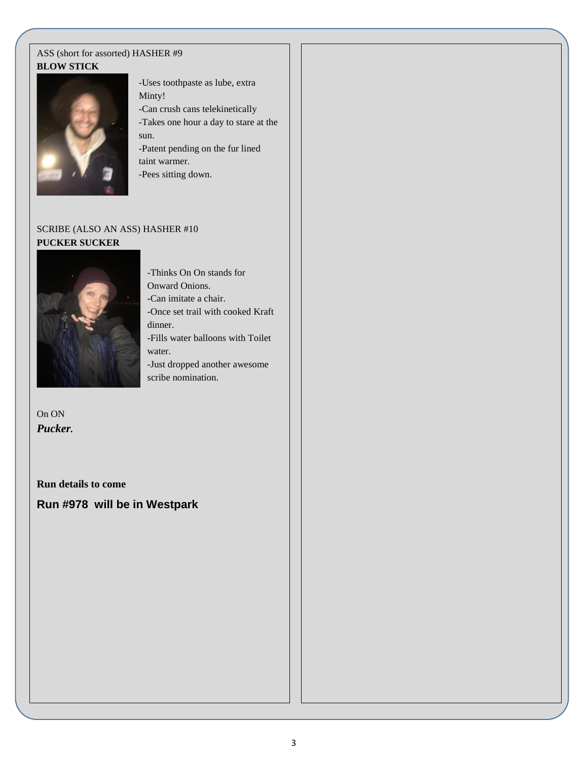ASS (short for assorted) HASHER #9

**BLOW STICK**

-Uses toothpaste as lube, extra Minty!
-Can crush cans telekinetically
-Takes one hour a day to stare at the sun.
-Patent pending on the fur lined taint warmer.
-Pees sitting down.

SCRIBE (ALSO AN ASS) HASHER #10

**PUCKER SUCKER**

-Thinks On On stands for Onward Onions.
-Can imitate a chair.
-Once set trail with cooked Kraft dinner.
-Fills water balloons with Toilet water.
-Just dropped another awesome scribe nomination.

On ON

***Pucker.***

**Run details to come**

**Run #978 will be in Westpark**